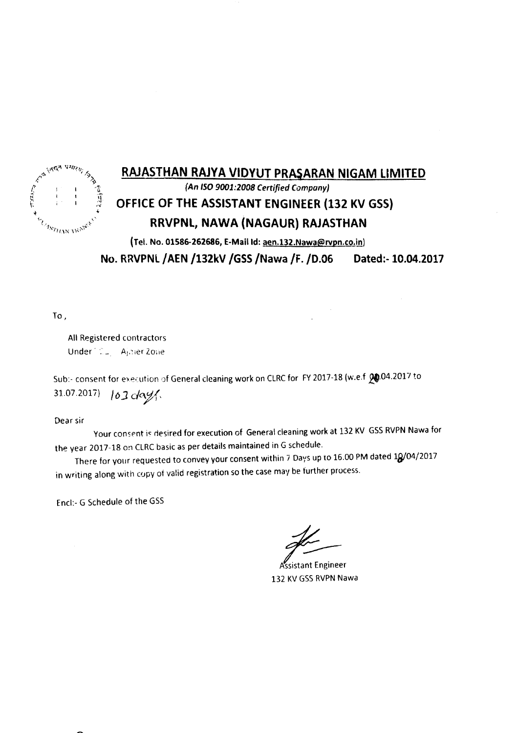## RAJASTHAN RAJYA VIDYUT PRASARAN NIGAM LIMITED

*(An ISO 9001:2008 Certified Company)*

## OFFICE OF THE ASSISTANT ENGINEER (132 KV GSS)

## RRVPNL, NAWA (NAGAUR) RAJASTHAN

**(Tel. No. 01586-262686, E-Mail Id: aen.132.Nawa@rvpn.co.in)**

**No. RRVPNL /AEN /132kV /GSS /Nawa /F. /D.06 Dated:- 10.04.2017**

To ,

All Registered contractors
Under CE Ajmer Zone

Sub:- consent for execution of General cleaning work on CLRC for FY 2017-18 (w.e.f 20.04.2017 to 31.07.2017) 103 days.

Dear sir

Your consent is desired for execution of General cleaning work at 132 KV GSS RVPN Nawa for the year 2017-18 on CLRC basic as per details maintained in G schedule.

There for your requested to convey your consent within 7 Days up to 16.00 PM dated 18/04/2017 in writing along with copy of valid registration so the case may be further process.

Encl:- G Schedule of the GSS

Assistant Engineer
132 KV GSS RVPN Nawa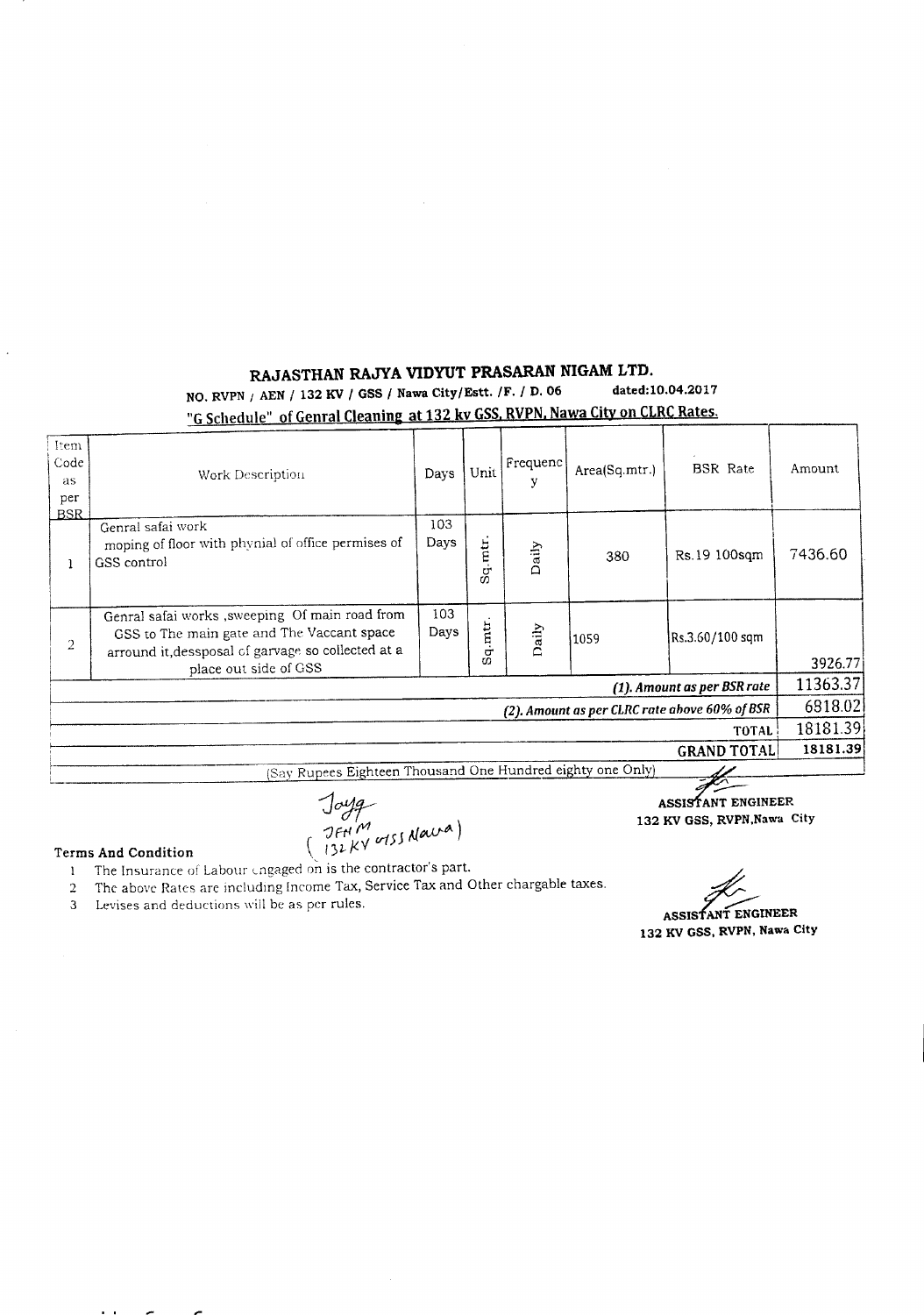# RAJASTHAN RAJYA VIDYUT PRASARAN NIGAM LTD.

**NO. RVPN / AEN / 132 KV / GSS / Nawa City/Estt. /F. / D. 06 dated:10.04.2017**

## "G Schedule" of Genral Cleaning at 132 kv GSS, RVPN, Nawa City on CLRC Rates.

| Item Code as per BSR | Work Description | Days | Unit | Frequency | Area(Sq.mtr.) | BSR Rate | Amount |
|---|---|---|---|---|---|---|---|
| 1 | Genral safai work moping of floor with phynial of office permises of GSS control | 103 Days | Sq.mtr. | Daily | 380 | Rs.19 100sqm | 7436.60 |
| 2 | Genral safai works ,sweeping Of main road from GSS to The main gate and The Vaccant space arround it,dessposal of garvage so collected at a place out side of GSS | 103 Days | Sq.mtr. | Daily | 1059 | Rs.3.60/100 sqm | 3926.77 |
| | | | | | | ***(1). Amount as per BSR rate*** | 11363.37 |
| | | | | | | ***(2). Amount as per CLRC rate above 60% of BSR*** | 6818.02 |
| | | | | | | **TOTAL** | 18181.39 |
| | | | | | | **GRAND TOTAL** | 18181.39 |

(Say Rupees Eighteen Thousand One Hundred eighty one Only)

Joyg
( JEN M 132 KV GSS Nawa )

**ASSISTANT ENGINEER**
**132 KV GSS, RVPN,Nawa City**

**Terms And Condition**

1. The Insurance of Labour engaged on is the contractor's part.
2. The above Rates are including Income Tax, Service Tax and Other chargable taxes.
3. Levises and deductions will be as per rules.

**ASSISTANT ENGINEER**
**132 KV GSS, RVPN, Nawa City**